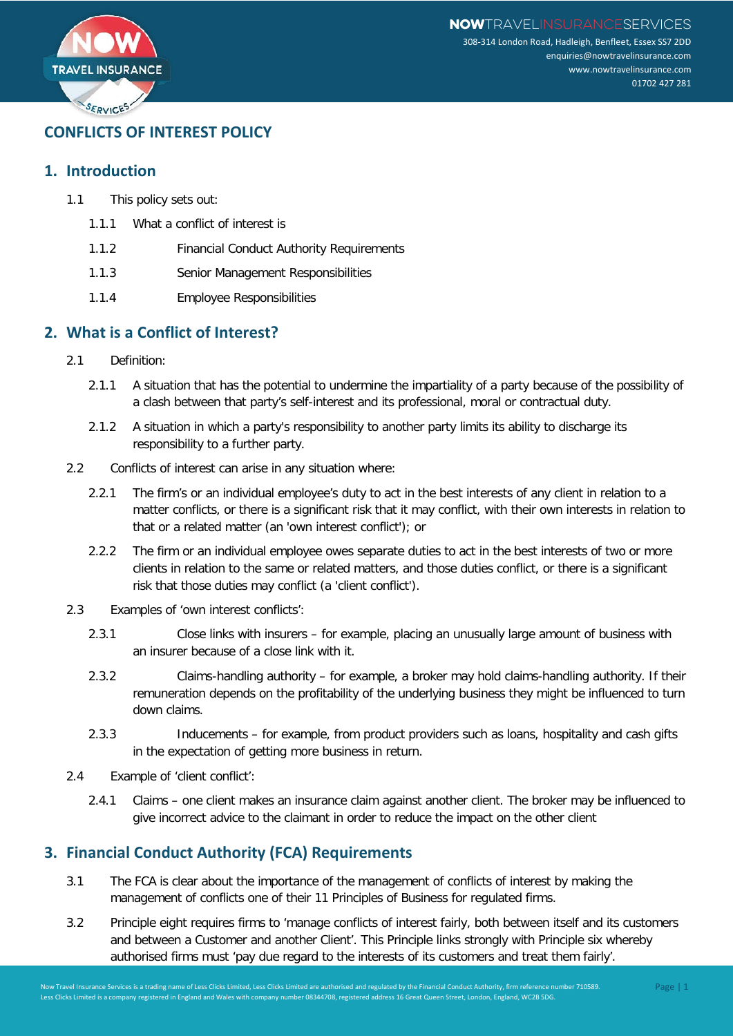# CONFLICTS OF INTEREST POLICY

## 1. Introduction

1.1 This policy sets out:

1.1.1 What a conflict of interest is

1.1.2 Financial Conduct Authority Requirements

1.1.3 Senior Management Responsibilities

1.1.4 Employee Responsibilities

## 2. What is a Conflict of Interest?

2.1 Definition:

2.1.1 A situation that has the potential to undermine the impartiality of a party because of the possibility of a clash between that party's self-interest and its professional, moral or contractual duty.

2.1.2 A situation in which a party's responsibility to another party limits its ability to discharge its responsibility to a further party.

2.2 Conflicts of interest can arise in any situation where:

2.2.1 The firm's or an individual employee's duty to act in the best interests of any client in relation to a matter conflicts, or there is a significant risk that it may conflict, with their own interests in relation to that or a related matter (an 'own interest conflict'); or

2.2.2 The firm or an individual employee owes separate duties to act in the best interests of two or more clients in relation to the same or related matters, and those duties conflict, or there is a significant risk that those duties may conflict (a 'client conflict').

2.3 Examples of 'own interest conflicts':

2.3.1 Close links with insurers – for example, placing an unusually large amount of business with an insurer because of a close link with it.

2.3.2 Claims-handling authority – for example, a broker may hold claims-handling authority. If their remuneration depends on the profitability of the underlying business they might be influenced to turn down claims.

2.3.3 Inducements – for example, from product providers such as loans, hospitality and cash gifts in the expectation of getting more business in return.

2.4 Example of 'client conflict':

2.4.1 Claims – one client makes an insurance claim against another client. The broker may be influenced to give incorrect advice to the claimant in order to reduce the impact on the other client

## 3. Financial Conduct Authority (FCA) Requirements

3.1 The FCA is clear about the importance of the management of conflicts of interest by making the management of conflicts one of their 11 Principles of Business for regulated firms.

3.2 Principle eight requires firms to 'manage conflicts of interest fairly, both between itself and its customers and between a Customer and another Client'. This Principle links strongly with Principle six whereby authorised firms must 'pay due regard to the interests of its customers and treat them fairly'.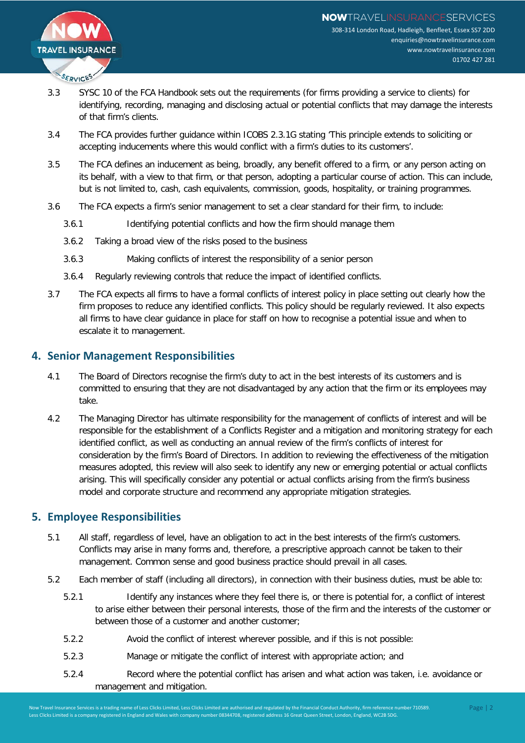3.3 SYSC 10 of the FCA Handbook sets out the requirements (for firms providing a service to clients) for identifying, recording, managing and disclosing actual or potential conflicts that may damage the interests of that firm's clients.

3.4 The FCA provides further guidance within ICOBS 2.3.1G stating 'This principle extends to soliciting or accepting inducements where this would conflict with a firm's duties to its customers'.

3.5 The FCA defines an inducement as being, broadly, any benefit offered to a firm, or any person acting on its behalf, with a view to that firm, or that person, adopting a particular course of action. This can include, but is not limited to, cash, cash equivalents, commission, goods, hospitality, or training programmes.

3.6 The FCA expects a firm's senior management to set a clear standard for their firm, to include:

- 3.6.1 Identifying potential conflicts and how the firm should manage them
- 3.6.2 Taking a broad view of the risks posed to the business
- 3.6.3 Making conflicts of interest the responsibility of a senior person
- 3.6.4 Regularly reviewing controls that reduce the impact of identified conflicts.

3.7 The FCA expects all firms to have a formal conflicts of interest policy in place setting out clearly how the firm proposes to reduce any identified conflicts. This policy should be regularly reviewed. It also expects all firms to have clear guidance in place for staff on how to recognise a potential issue and when to escalate it to management.

## 4. Senior Management Responsibilities

4.1 The Board of Directors recognise the firm's duty to act in the best interests of its customers and is committed to ensuring that they are not disadvantaged by any action that the firm or its employees may take.

4.2 The Managing Director has ultimate responsibility for the management of conflicts of interest and will be responsible for the establishment of a Conflicts Register and a mitigation and monitoring strategy for each identified conflict, as well as conducting an annual review of the firm's conflicts of interest for consideration by the firm's Board of Directors. In addition to reviewing the effectiveness of the mitigation measures adopted, this review will also seek to identify any new or emerging potential or actual conflicts arising. This will specifically consider any potential or actual conflicts arising from the firm's business model and corporate structure and recommend any appropriate mitigation strategies.

## 5. Employee Responsibilities

5.1 All staff, regardless of level, have an obligation to act in the best interests of the firm's customers. Conflicts may arise in many forms and, therefore, a prescriptive approach cannot be taken to their management. Common sense and good business practice should prevail in all cases.

5.2 Each member of staff (including all directors), in connection with their business duties, must be able to:

- 5.2.1 Identify any instances where they feel there is, or there is potential for, a conflict of interest to arise either between their personal interests, those of the firm and the interests of the customer or between those of a customer and another customer;
- 5.2.2 Avoid the conflict of interest wherever possible, and if this is not possible:
- 5.2.3 Manage or mitigate the conflict of interest with appropriate action; and
- 5.2.4 Record where the potential conflict has arisen and what action was taken, i.e. avoidance or management and mitigation.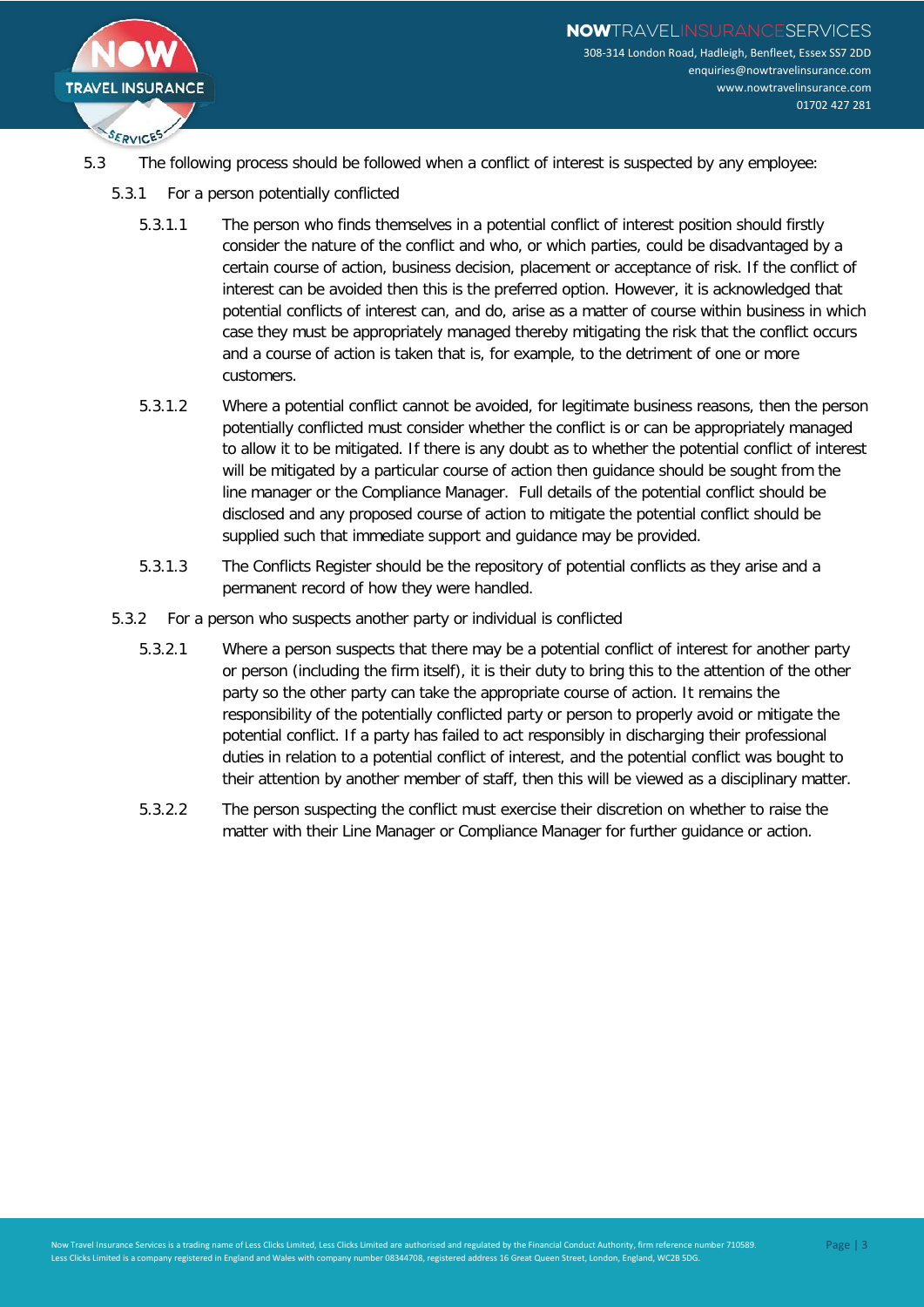5.3 The following process should be followed when a conflict of interest is suspected by any employee:

5.3.1 For a person potentially conflicted

5.3.1.1 The person who finds themselves in a potential conflict of interest position should firstly consider the nature of the conflict and who, or which parties, could be disadvantaged by a certain course of action, business decision, placement or acceptance of risk. If the conflict of interest can be avoided then this is the preferred option. However, it is acknowledged that potential conflicts of interest can, and do, arise as a matter of course within business in which case they must be appropriately managed thereby mitigating the risk that the conflict occurs and a course of action is taken that is, for example, to the detriment of one or more customers.

5.3.1.2 Where a potential conflict cannot be avoided, for legitimate business reasons, then the person potentially conflicted must consider whether the conflict is or can be appropriately managed to allow it to be mitigated. If there is any doubt as to whether the potential conflict of interest will be mitigated by a particular course of action then guidance should be sought from the line manager or the Compliance Manager. Full details of the potential conflict should be disclosed and any proposed course of action to mitigate the potential conflict should be supplied such that immediate support and guidance may be provided.

5.3.1.3 The Conflicts Register should be the repository of potential conflicts as they arise and a permanent record of how they were handled.

5.3.2 For a person who suspects another party or individual is conflicted

5.3.2.1 Where a person suspects that there may be a potential conflict of interest for another party or person (including the firm itself), it is their duty to bring this to the attention of the other party so the other party can take the appropriate course of action. It remains the responsibility of the potentially conflicted party or person to properly avoid or mitigate the potential conflict. If a party has failed to act responsibly in discharging their professional duties in relation to a potential conflict of interest, and the potential conflict was bought to their attention by another member of staff, then this will be viewed as a disciplinary matter.

5.3.2.2 The person suspecting the conflict must exercise their discretion on whether to raise the matter with their Line Manager or Compliance Manager for further guidance or action.